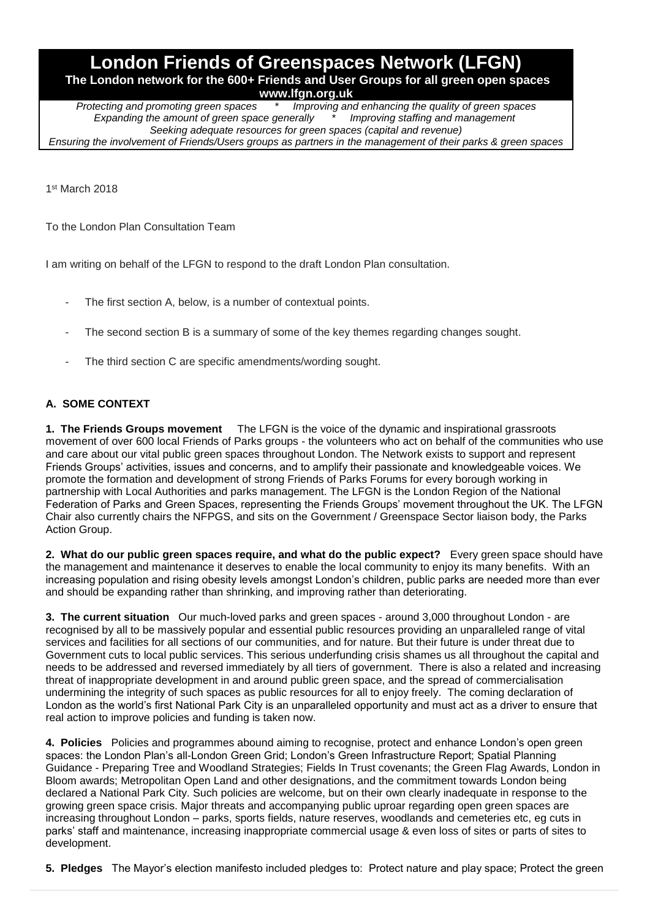# London Friends of Greenspaces Network (LFGN)

**The London network for the 600+ Friends and User Groups for all green open spaces**

**www.lfgn.org.uk**

*Protecting and promoting green spaces * Improving and enhancing the quality of green spaces*
*Expanding the amount of green space generally * Improving staffing and management*
*Seeking adequate resources for green spaces (capital and revenue)*
*Ensuring the involvement of Friends/Users groups as partners in the management of their parks & green spaces*

1st March 2018

To the London Plan Consultation Team

I am writing on behalf of the LFGN to respond to the draft London Plan consultation.

- The first section A, below, is a number of contextual points.
- The second section B is a summary of some of the key themes regarding changes sought.
- The third section C are specific amendments/wording sought.

## A. SOME CONTEXT

**1. The Friends Groups movement** The LFGN is the voice of the dynamic and inspirational grassroots movement of over 600 local Friends of Parks groups - the volunteers who act on behalf of the communities who use and care about our vital public green spaces throughout London. The Network exists to support and represent Friends Groups' activities, issues and concerns, and to amplify their passionate and knowledgeable voices. We promote the formation and development of strong Friends of Parks Forums for every borough working in partnership with Local Authorities and parks management. The LFGN is the London Region of the National Federation of Parks and Green Spaces, representing the Friends Groups' movement throughout the UK. The LFGN Chair also currently chairs the NFPGS, and sits on the Government / Greenspace Sector liaison body, the Parks Action Group.

**2. What do our public green spaces require, and what do the public expect?** Every green space should have the management and maintenance it deserves to enable the local community to enjoy its many benefits. With an increasing population and rising obesity levels amongst London's children, public parks are needed more than ever and should be expanding rather than shrinking, and improving rather than deteriorating.

**3. The current situation** Our much-loved parks and green spaces - around 3,000 throughout London - are recognised by all to be massively popular and essential public resources providing an unparalleled range of vital services and facilities for all sections of our communities, and for nature. But their future is under threat due to Government cuts to local public services. This serious underfunding crisis shames us all throughout the capital and needs to be addressed and reversed immediately by all tiers of government. There is also a related and increasing threat of inappropriate development in and around public green space, and the spread of commercialisation undermining the integrity of such spaces as public resources for all to enjoy freely. The coming declaration of London as the world's first National Park City is an unparalleled opportunity and must act as a driver to ensure that real action to improve policies and funding is taken now.

**4. Policies** Policies and programmes abound aiming to recognise, protect and enhance London's open green spaces: the London Plan's all-London Green Grid; London's Green Infrastructure Report; Spatial Planning Guidance - Preparing Tree and Woodland Strategies; Fields In Trust covenants; the Green Flag Awards, London in Bloom awards; Metropolitan Open Land and other designations, and the commitment towards London being declared a National Park City. Such policies are welcome, but on their own clearly inadequate in response to the growing green space crisis. Major threats and accompanying public uproar regarding open green spaces are increasing throughout London – parks, sports fields, nature reserves, woodlands and cemeteries etc, eg cuts in parks' staff and maintenance, increasing inappropriate commercial usage & even loss of sites or parts of sites to development.

**5. Pledges** The Mayor's election manifesto included pledges to: Protect nature and play space; Protect the green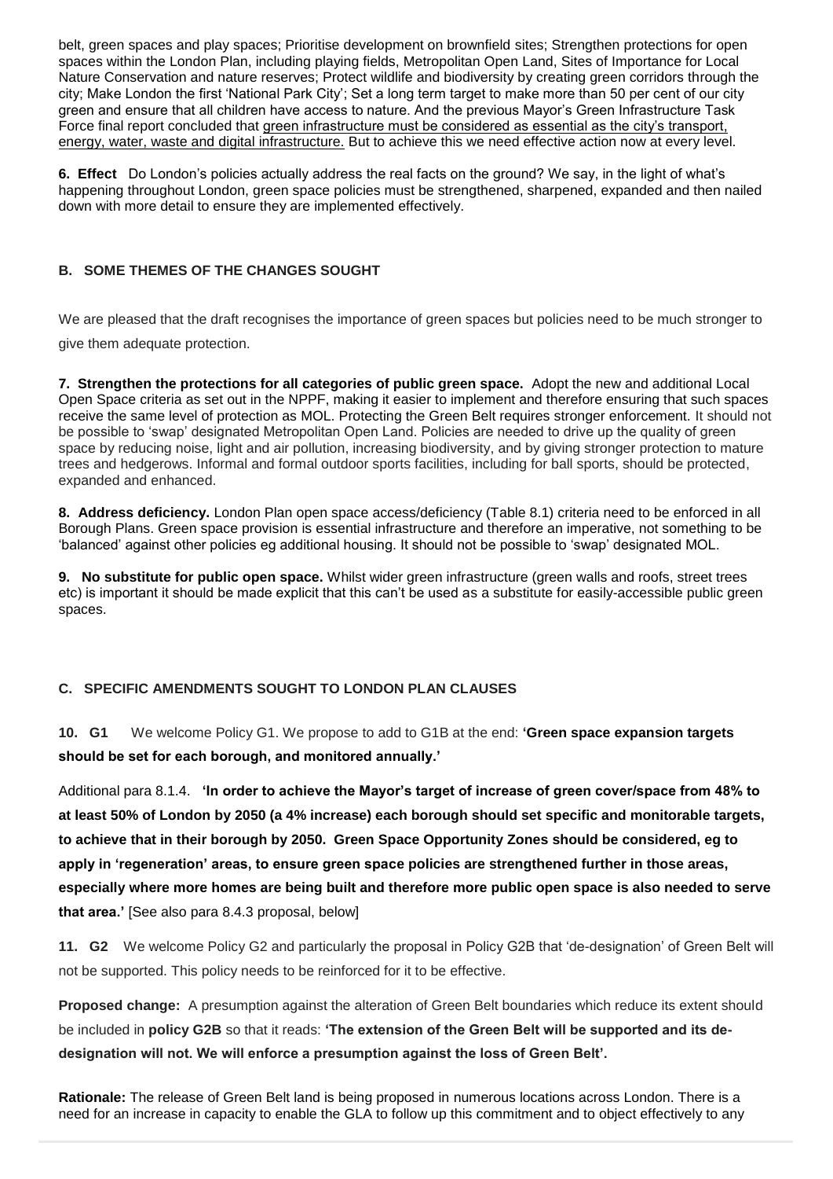belt, green spaces and play spaces; Prioritise development on brownfield sites; Strengthen protections for open spaces within the London Plan, including playing fields, Metropolitan Open Land, Sites of Importance for Local Nature Conservation and nature reserves; Protect wildlife and biodiversity by creating green corridors through the city; Make London the first 'National Park City'; Set a long term target to make more than 50 per cent of our city green and ensure that all children have access to nature. And the previous Mayor's Green Infrastructure Task Force final report concluded that green infrastructure must be considered as essential as the city's transport, energy, water, waste and digital infrastructure. But to achieve this we need effective action now at every level.

**6. Effect** Do London's policies actually address the real facts on the ground? We say, in the light of what's happening throughout London, green space policies must be strengthened, sharpened, expanded and then nailed down with more detail to ensure they are implemented effectively.

## B. SOME THEMES OF THE CHANGES SOUGHT

We are pleased that the draft recognises the importance of green spaces but policies need to be much stronger to give them adequate protection.

**7. Strengthen the protections for all categories of public green space.** Adopt the new and additional Local Open Space criteria as set out in the NPPF, making it easier to implement and therefore ensuring that such spaces receive the same level of protection as MOL. Protecting the Green Belt requires stronger enforcement. It should not be possible to 'swap' designated Metropolitan Open Land. Policies are needed to drive up the quality of green space by reducing noise, light and air pollution, increasing biodiversity, and by giving stronger protection to mature trees and hedgerows. Informal and formal outdoor sports facilities, including for ball sports, should be protected, expanded and enhanced.

**8. Address deficiency.** London Plan open space access/deficiency (Table 8.1) criteria need to be enforced in all Borough Plans. Green space provision is essential infrastructure and therefore an imperative, not something to be 'balanced' against other policies eg additional housing. It should not be possible to 'swap' designated MOL.

**9. No substitute for public open space.** Whilst wider green infrastructure (green walls and roofs, street trees etc) is important it should be made explicit that this can't be used as a substitute for easily-accessible public green spaces.

## C. SPECIFIC AMENDMENTS SOUGHT TO LONDON PLAN CLAUSES

**10. G1** We welcome Policy G1. We propose to add to G1B at the end: **'Green space expansion targets should be set for each borough, and monitored annually.'**

Additional para 8.1.4. **'In order to achieve the Mayor's target of increase of green cover/space from 48% to at least 50% of London by 2050 (a 4% increase) each borough should set specific and monitorable targets, to achieve that in their borough by 2050. Green Space Opportunity Zones should be considered, eg to apply in 'regeneration' areas, to ensure green space policies are strengthened further in those areas, especially where more homes are being built and therefore more public open space is also needed to serve that area.'** [See also para 8.4.3 proposal, below]

**11. G2** We welcome Policy G2 and particularly the proposal in Policy G2B that 'de-designation' of Green Belt will not be supported. This policy needs to be reinforced for it to be effective.

**Proposed change:** A presumption against the alteration of Green Belt boundaries which reduce its extent should be included in **policy G2B** so that it reads: **'The extension of the Green Belt will be supported and its de-designation will not. We will enforce a presumption against the loss of Green Belt'.**

**Rationale:** The release of Green Belt land is being proposed in numerous locations across London. There is a need for an increase in capacity to enable the GLA to follow up this commitment and to object effectively to any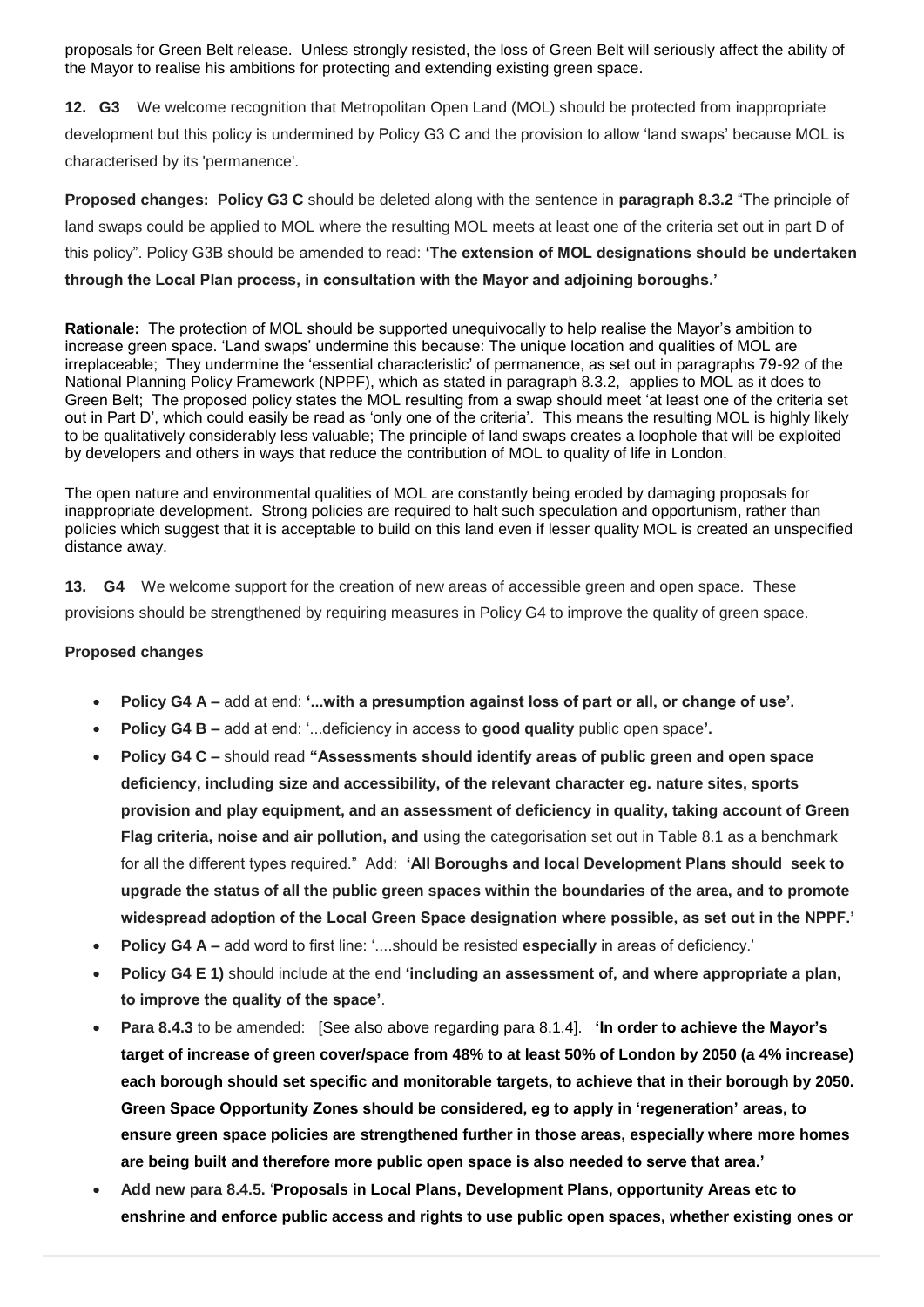proposals for Green Belt release. Unless strongly resisted, the loss of Green Belt will seriously affect the ability of the Mayor to realise his ambitions for protecting and extending existing green space.

**12. G3** We welcome recognition that Metropolitan Open Land (MOL) should be protected from inappropriate development but this policy is undermined by Policy G3 C and the provision to allow 'land swaps' because MOL is characterised by its 'permanence'.

**Proposed changes: Policy G3 C** should be deleted along with the sentence in **paragraph 8.3.2** "The principle of land swaps could be applied to MOL where the resulting MOL meets at least one of the criteria set out in part D of this policy". Policy G3B should be amended to read: **'The extension of MOL designations should be undertaken through the Local Plan process, in consultation with the Mayor and adjoining boroughs.'**

**Rationale:** The protection of MOL should be supported unequivocally to help realise the Mayor's ambition to increase green space. 'Land swaps' undermine this because: The unique location and qualities of MOL are irreplaceable; They undermine the 'essential characteristic' of permanence, as set out in paragraphs 79-92 of the National Planning Policy Framework (NPPF), which as stated in paragraph 8.3.2, applies to MOL as it does to Green Belt; The proposed policy states the MOL resulting from a swap should meet 'at least one of the criteria set out in Part D', which could easily be read as 'only one of the criteria'. This means the resulting MOL is highly likely to be qualitatively considerably less valuable; The principle of land swaps creates a loophole that will be exploited by developers and others in ways that reduce the contribution of MOL to quality of life in London.

The open nature and environmental qualities of MOL are constantly being eroded by damaging proposals for inappropriate development. Strong policies are required to halt such speculation and opportunism, rather than policies which suggest that it is acceptable to build on this land even if lesser quality MOL is created an unspecified distance away.

**13. G4** We welcome support for the creation of new areas of accessible green and open space. These provisions should be strengthened by requiring measures in Policy G4 to improve the quality of green space.

**Proposed changes**

- **Policy G4 A –** add at end: **'...with a presumption against loss of part or all, or change of use'.**
- **Policy G4 B –** add at end: '...deficiency in access to **good quality** public open space**'.**
- **Policy G4 C –** should read **"Assessments should identify areas of public green and open space deficiency, including size and accessibility, of the relevant character eg. nature sites, sports provision and play equipment, and an assessment of deficiency in quality, taking account of Green Flag criteria, noise and air pollution, and** using the categorisation set out in Table 8.1 as a benchmark for all the different types required." Add: **'All Boroughs and local Development Plans should seek to upgrade the status of all the public green spaces within the boundaries of the area, and to promote widespread adoption of the Local Green Space designation where possible, as set out in the NPPF.'**
- **Policy G4 A –** add word to first line: '....should be resisted **especially** in areas of deficiency.'
- **Policy G4 E 1)** should include at the end **'including an assessment of, and where appropriate a plan, to improve the quality of the space'**.
- **Para 8.4.3** to be amended: [See also above regarding para 8.1.4]. **'In order to achieve the Mayor's target of increase of green cover/space from 48% to at least 50% of London by 2050 (a 4% increase) each borough should set specific and monitorable targets, to achieve that in their borough by 2050. Green Space Opportunity Zones should be considered, eg to apply in 'regeneration' areas, to ensure green space policies are strengthened further in those areas, especially where more homes are being built and therefore more public open space is also needed to serve that area.'**
- **Add new para 8.4.5.** '**Proposals in Local Plans, Development Plans, opportunity Areas etc to enshrine and enforce public access and rights to use public open spaces, whether existing ones or**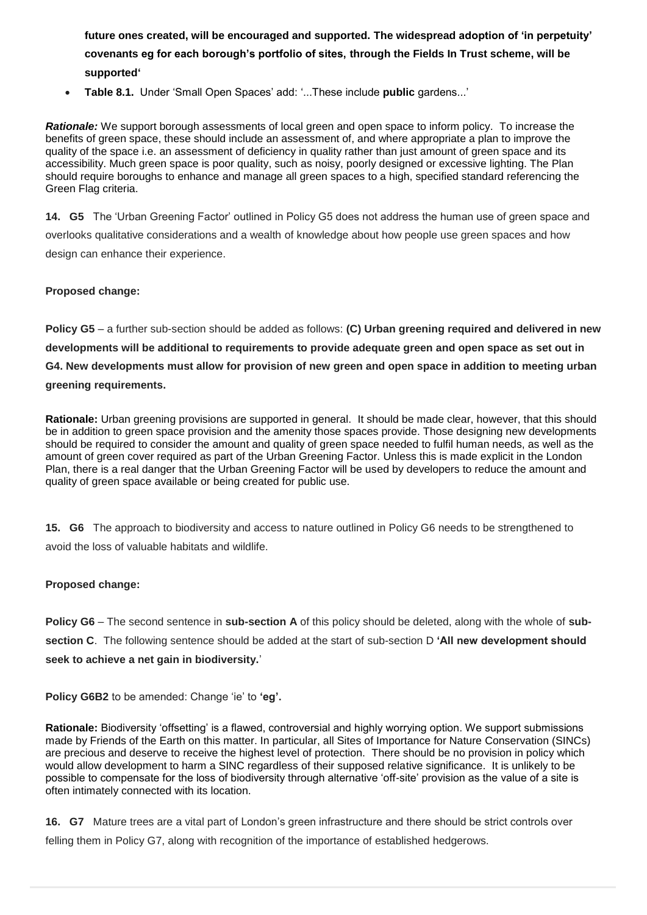**future ones created, will be encouraged and supported. The widespread adoption of 'in perpetuity' covenants eg for each borough's portfolio of sites, through the Fields In Trust scheme, will be supported'**

- **Table 8.1.** Under 'Small Open Spaces' add: '...These include **public** gardens...'

***Rationale:*** We support borough assessments of local green and open space to inform policy. To increase the benefits of green space, these should include an assessment of, and where appropriate a plan to improve the quality of the space i.e. an assessment of deficiency in quality rather than just amount of green space and its accessibility. Much green space is poor quality, such as noisy, poorly designed or excessive lighting. The Plan should require boroughs to enhance and manage all green spaces to a high, specified standard referencing the Green Flag criteria.

**14. G5** The 'Urban Greening Factor' outlined in Policy G5 does not address the human use of green space and overlooks qualitative considerations and a wealth of knowledge about how people use green spaces and how design can enhance their experience.

**Proposed change:**

**Policy G5** – a further sub-section should be added as follows: **(C) Urban greening required and delivered in new developments will be additional to requirements to provide adequate green and open space as set out in G4. New developments must allow for provision of new green and open space in addition to meeting urban greening requirements.**

**Rationale:** Urban greening provisions are supported in general. It should be made clear, however, that this should be in addition to green space provision and the amenity those spaces provide. Those designing new developments should be required to consider the amount and quality of green space needed to fulfil human needs, as well as the amount of green cover required as part of the Urban Greening Factor. Unless this is made explicit in the London Plan, there is a real danger that the Urban Greening Factor will be used by developers to reduce the amount and quality of green space available or being created for public use.

**15. G6** The approach to biodiversity and access to nature outlined in Policy G6 needs to be strengthened to avoid the loss of valuable habitats and wildlife.

**Proposed change:**

**Policy G6** – The second sentence in **sub-section A** of this policy should be deleted, along with the whole of **sub-section C**. The following sentence should be added at the start of sub-section D **'All new development should seek to achieve a net gain in biodiversity.**'

**Policy G6B2** to be amended: Change 'ie' to **'eg'.**

**Rationale:** Biodiversity 'offsetting' is a flawed, controversial and highly worrying option. We support submissions made by Friends of the Earth on this matter. In particular, all Sites of Importance for Nature Conservation (SINCs) are precious and deserve to receive the highest level of protection. There should be no provision in policy which would allow development to harm a SINC regardless of their supposed relative significance. It is unlikely to be possible to compensate for the loss of biodiversity through alternative 'off-site' provision as the value of a site is often intimately connected with its location.

**16. G7** Mature trees are a vital part of London's green infrastructure and there should be strict controls over felling them in Policy G7, along with recognition of the importance of established hedgerows.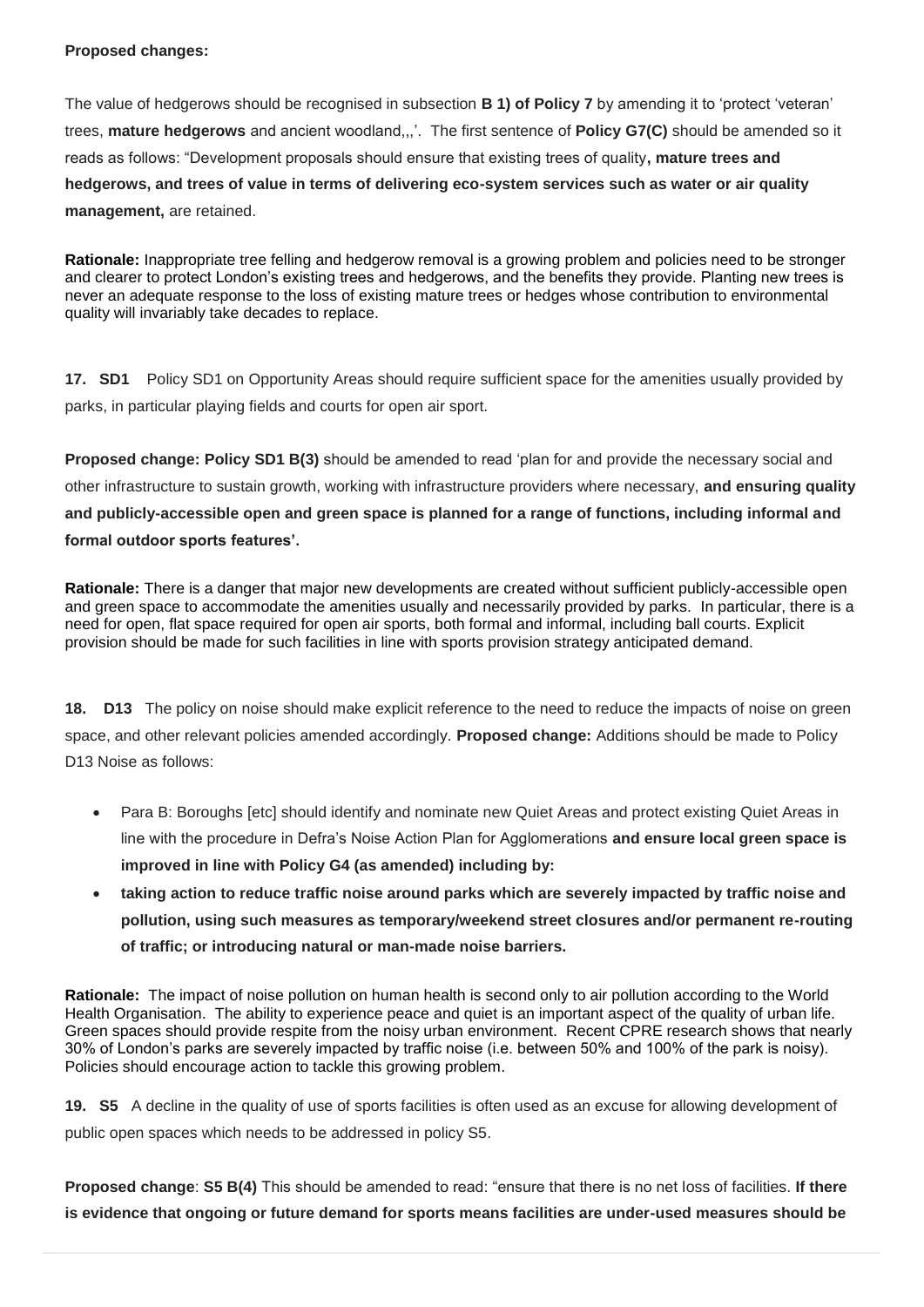**Proposed changes:**

The value of hedgerows should be recognised in subsection **B 1) of Policy 7** by amending it to 'protect 'veteran' trees, **mature hedgerows** and ancient woodland,,,'. The first sentence of **Policy G7(C)** should be amended so it reads as follows: "Development proposals should ensure that existing trees of quality**, mature trees and hedgerows, and trees of value in terms of delivering eco-system services such as water or air quality management,** are retained.

**Rationale:** Inappropriate tree felling and hedgerow removal is a growing problem and policies need to be stronger and clearer to protect London's existing trees and hedgerows, and the benefits they provide. Planting new trees is never an adequate response to the loss of existing mature trees or hedges whose contribution to environmental quality will invariably take decades to replace.

**17. SD1** Policy SD1 on Opportunity Areas should require sufficient space for the amenities usually provided by parks, in particular playing fields and courts for open air sport.

**Proposed change: Policy SD1 B(3)** should be amended to read 'plan for and provide the necessary social and other infrastructure to sustain growth, working with infrastructure providers where necessary, **and ensuring quality and publicly-accessible open and green space is planned for a range of functions, including informal and formal outdoor sports features'.**

**Rationale:** There is a danger that major new developments are created without sufficient publicly-accessible open and green space to accommodate the amenities usually and necessarily provided by parks. In particular, there is a need for open, flat space required for open air sports, both formal and informal, including ball courts. Explicit provision should be made for such facilities in line with sports provision strategy anticipated demand.

**18. D13** The policy on noise should make explicit reference to the need to reduce the impacts of noise on green space, and other relevant policies amended accordingly. **Proposed change:** Additions should be made to Policy D13 Noise as follows:

- Para B: Boroughs [etc] should identify and nominate new Quiet Areas and protect existing Quiet Areas in line with the procedure in Defra's Noise Action Plan for Agglomerations **and ensure local green space is improved in line with Policy G4 (as amended) including by:**
- **taking action to reduce traffic noise around parks which are severely impacted by traffic noise and pollution, using such measures as temporary/weekend street closures and/or permanent re-routing of traffic; or introducing natural or man-made noise barriers.**

**Rationale:** The impact of noise pollution on human health is second only to air pollution according to the World Health Organisation. The ability to experience peace and quiet is an important aspect of the quality of urban life. Green spaces should provide respite from the noisy urban environment. Recent CPRE research shows that nearly 30% of London's parks are severely impacted by traffic noise (i.e. between 50% and 100% of the park is noisy). Policies should encourage action to tackle this growing problem.

**19. S5** A decline in the quality of use of sports facilities is often used as an excuse for allowing development of public open spaces which needs to be addressed in policy S5.

**Proposed change**: **S5 B(4)** This should be amended to read: "ensure that there is no net loss of facilities. **If there is evidence that ongoing or future demand for sports means facilities are under-used measures should be**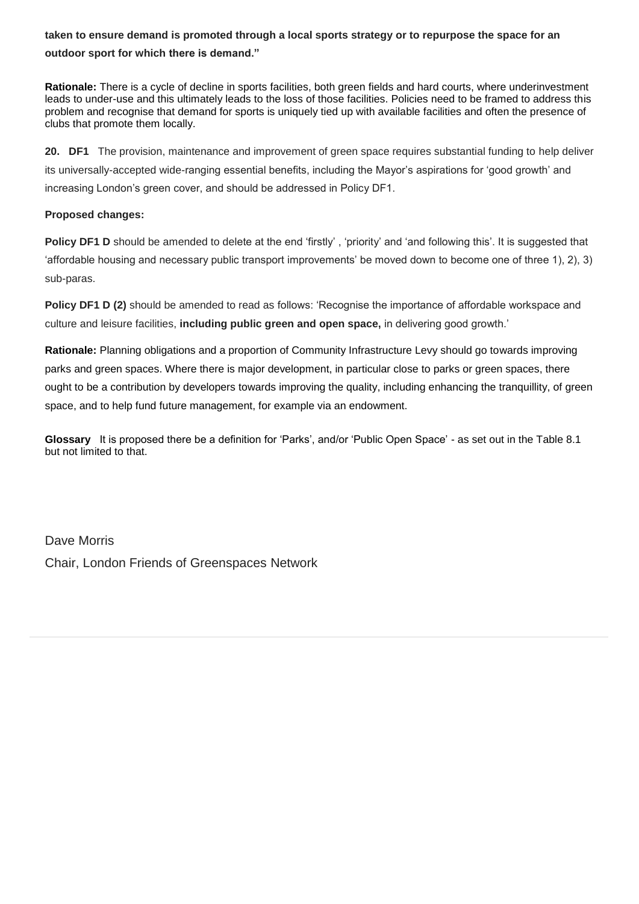**taken to ensure demand is promoted through a local sports strategy or to repurpose the space for an outdoor sport for which there is demand."**

**Rationale:** There is a cycle of decline in sports facilities, both green fields and hard courts, where underinvestment leads to under-use and this ultimately leads to the loss of those facilities. Policies need to be framed to address this problem and recognise that demand for sports is uniquely tied up with available facilities and often the presence of clubs that promote them locally.

**20. DF1** The provision, maintenance and improvement of green space requires substantial funding to help deliver its universally-accepted wide-ranging essential benefits, including the Mayor's aspirations for 'good growth' and increasing London's green cover, and should be addressed in Policy DF1.

**Proposed changes:**

**Policy DF1 D** should be amended to delete at the end 'firstly' , 'priority' and 'and following this'. It is suggested that 'affordable housing and necessary public transport improvements' be moved down to become one of three 1), 2), 3) sub-paras.

**Policy DF1 D (2)** should be amended to read as follows: 'Recognise the importance of affordable workspace and culture and leisure facilities, **including public green and open space,** in delivering good growth.'

**Rationale:** Planning obligations and a proportion of Community Infrastructure Levy should go towards improving parks and green spaces. Where there is major development, in particular close to parks or green spaces, there ought to be a contribution by developers towards improving the quality, including enhancing the tranquillity, of green space, and to help fund future management, for example via an endowment.

**Glossary** It is proposed there be a definition for 'Parks', and/or 'Public Open Space' - as set out in the Table 8.1 but not limited to that.

Dave Morris

Chair, London Friends of Greenspaces Network